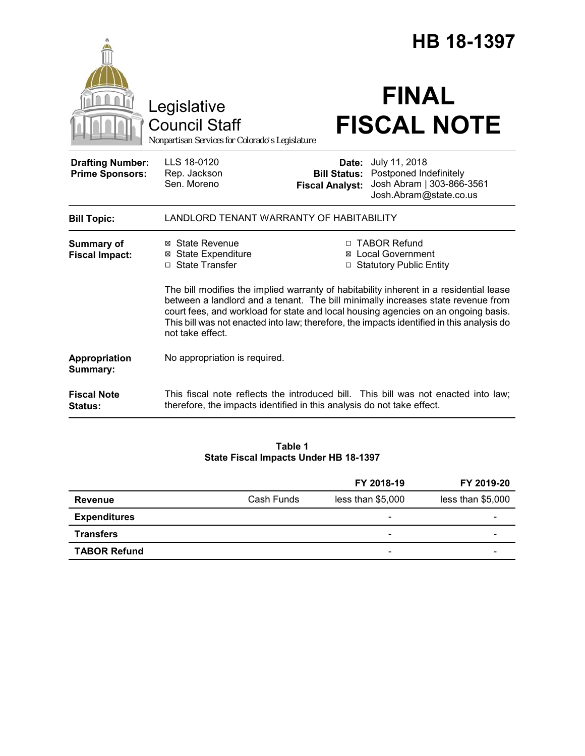# HB 18-1397

Legislative Council Staff

*Nonpartisan Services for Colorado's Legislature*

# FINAL FISCAL NOTE

| | | | |
|---|---|---|---|
| **Drafting Number:** | LLS 18-0120 | **Date:** | July 11, 2018 |
| **Prime Sponsors:** | Rep. Jackson<br>Sen. Moreno | **Bill Status:** | Postponed Indefinitely |
| | | **Fiscal Analyst:** | Josh Abram \| 303-866-3561<br>Josh.Abram@state.co.us |

| | |
|---|---|
| **Bill Topic:** | LANDLORD TENANT WARRANTY OF HABITABILITY |

**Summary of Fiscal Impact:**

- ☒ State Revenue
- ☒ State Expenditure
- ☐ State Transfer
- ☐ TABOR Refund
- ☒ Local Government
- ☐ Statutory Public Entity

The bill modifies the implied warranty of habitability inherent in a residential lease between a landlord and a tenant. The bill minimally increases state revenue from court fees, and workload for state and local housing agencies on an ongoing basis. This bill was not enacted into law; therefore, the impacts identified in this analysis do not take effect.

**Appropriation Summary:** No appropriation is required.

**Fiscal Note Status:** This fiscal note reflects the introduced bill. This bill was not enacted into law; therefore, the impacts identified in this analysis do not take effect.

**Table 1**
**State Fiscal Impacts Under HB 18-1397**

| | | FY 2018-19 | FY 2019-20 |
|---|---|---|---|
| **Revenue** | Cash Funds | less than $5,000 | less than $5,000 |
| **Expenditures** | | - | - |
| **Transfers** | | - | - |
| **TABOR Refund** | | - | - |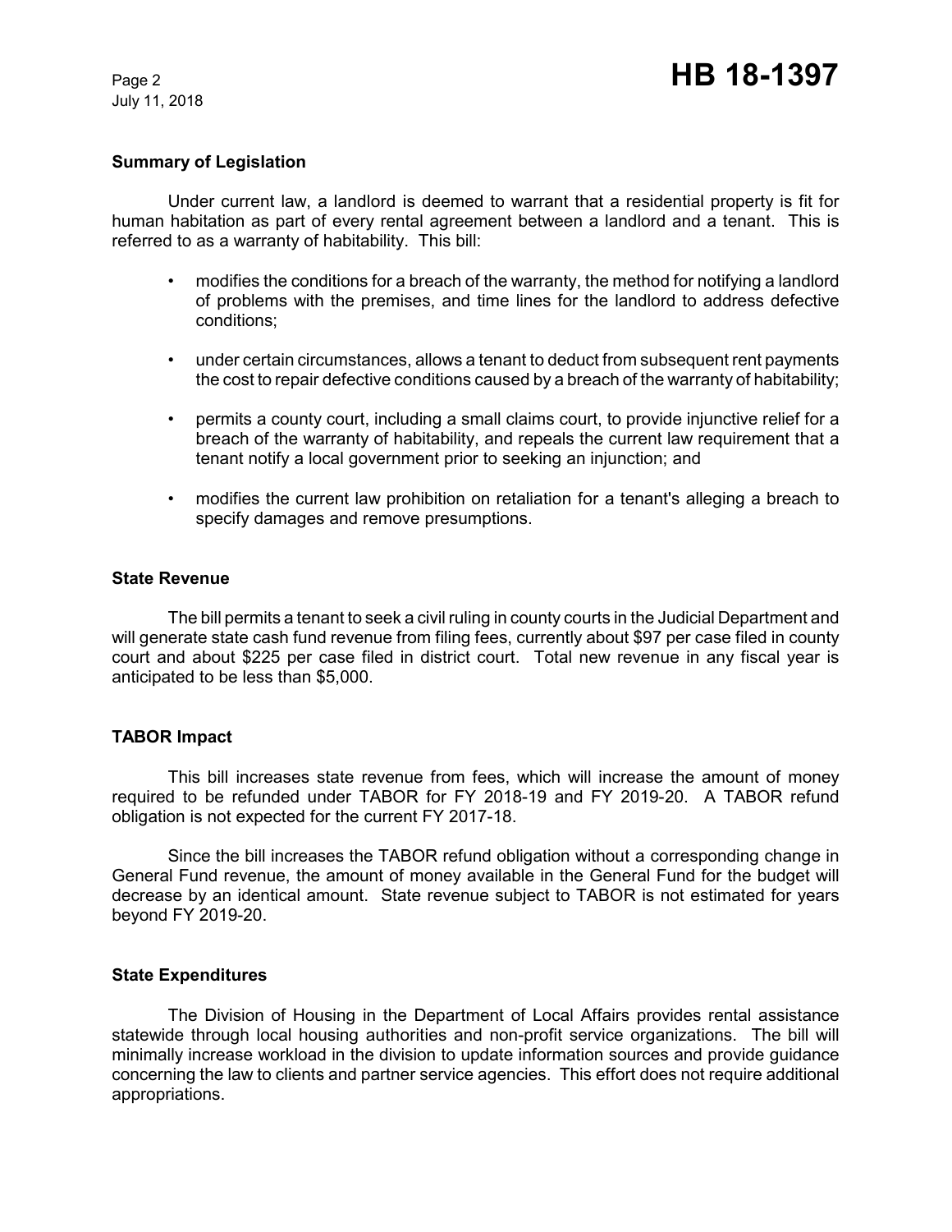## Summary of Legislation

Under current law, a landlord is deemed to warrant that a residential property is fit for human habitation as part of every rental agreement between a landlord and a tenant. This is referred to as a warranty of habitability. This bill:

- modifies the conditions for a breach of the warranty, the method for notifying a landlord of problems with the premises, and time lines for the landlord to address defective conditions;
- under certain circumstances, allows a tenant to deduct from subsequent rent payments the cost to repair defective conditions caused by a breach of the warranty of habitability;
- permits a county court, including a small claims court, to provide injunctive relief for a breach of the warranty of habitability, and repeals the current law requirement that a tenant notify a local government prior to seeking an injunction; and
- modifies the current law prohibition on retaliation for a tenant's alleging a breach to specify damages and remove presumptions.

## State Revenue

The bill permits a tenant to seek a civil ruling in county courts in the Judicial Department and will generate state cash fund revenue from filing fees, currently about $97 per case filed in county court and about $225 per case filed in district court. Total new revenue in any fiscal year is anticipated to be less than $5,000.

## TABOR Impact

This bill increases state revenue from fees, which will increase the amount of money required to be refunded under TABOR for FY 2018-19 and FY 2019-20. A TABOR refund obligation is not expected for the current FY 2017-18.

Since the bill increases the TABOR refund obligation without a corresponding change in General Fund revenue, the amount of money available in the General Fund for the budget will decrease by an identical amount. State revenue subject to TABOR is not estimated for years beyond FY 2019-20.

## State Expenditures

The Division of Housing in the Department of Local Affairs provides rental assistance statewide through local housing authorities and non-profit service organizations. The bill will minimally increase workload in the division to update information sources and provide guidance concerning the law to clients and partner service agencies. This effort does not require additional appropriations.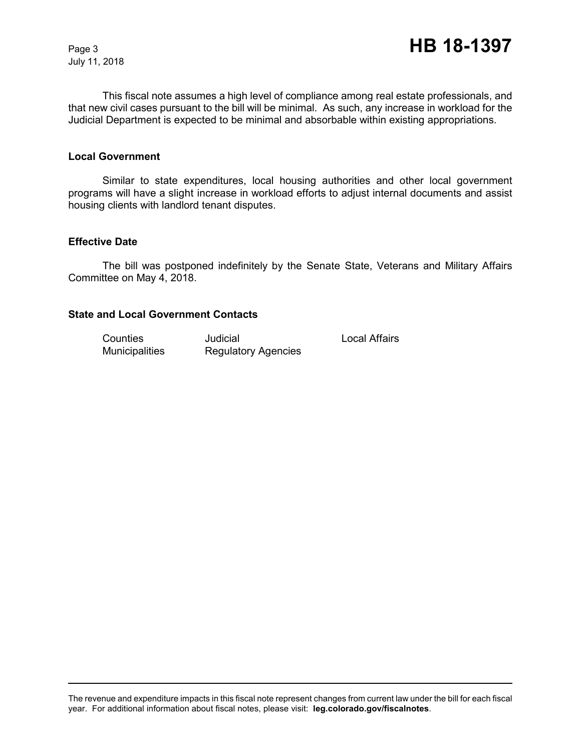This fiscal note assumes a high level of compliance among real estate professionals, and that new civil cases pursuant to the bill will be minimal. As such, any increase in workload for the Judicial Department is expected to be minimal and absorbable within existing appropriations.

### Local Government

Similar to state expenditures, local housing authorities and other local government programs will have a slight increase in workload efforts to adjust internal documents and assist housing clients with landlord tenant disputes.

### Effective Date

The bill was postponed indefinitely by the Senate State, Veterans and Military Affairs Committee on May 4, 2018.

### State and Local Government Contacts

| | | |
|---|---|---|
| Counties | Judicial | Local Affairs |
| Municipalities | Regulatory Agencies | |

The revenue and expenditure impacts in this fiscal note represent changes from current law under the bill for each fiscal year. For additional information about fiscal notes, please visit: **leg.colorado.gov/fiscalnotes**.